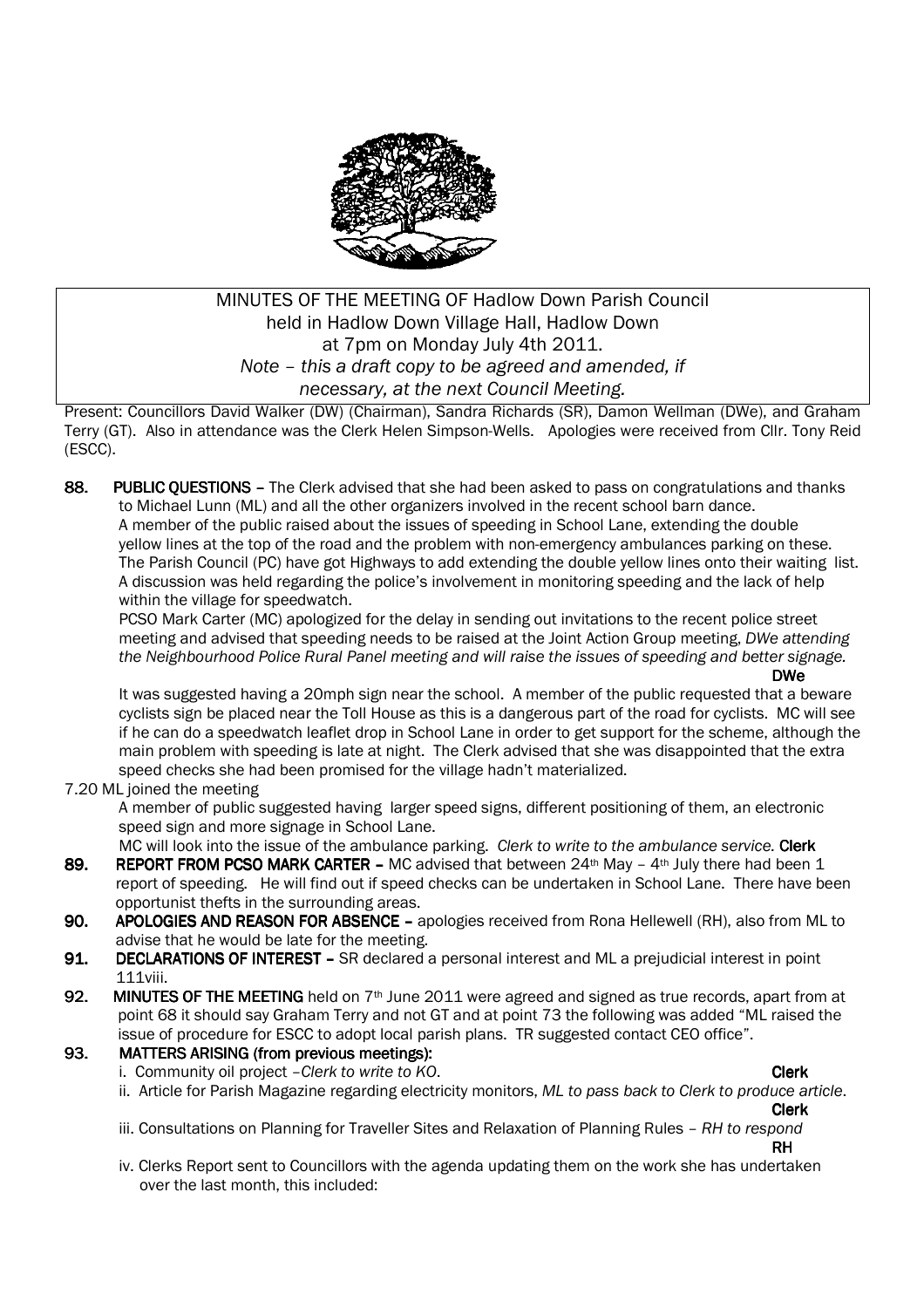MINUTES OF THE MEETING OF Hadlow Down Parish Council
held in Hadlow Down Village Hall, Hadlow Down
at 7pm on Monday July 4th 2011.
*Note – this a draft copy to be agreed and amended, if necessary, at the next Council Meeting.*

Present: Councillors David Walker (DW) (Chairman), Sandra Richards (SR), Damon Wellman (DWe), and Graham Terry (GT). Also in attendance was the Clerk Helen Simpson-Wells. Apologies were received from Cllr. Tony Reid (ESCC).

**88. PUBLIC QUESTIONS –** The Clerk advised that she had been asked to pass on congratulations and thanks to Michael Lunn (ML) and all the other organizers involved in the recent school barn dance.
A member of the public raised about the issues of speeding in School Lane, extending the double yellow lines at the top of the road and the problem with non-emergency ambulances parking on these. The Parish Council (PC) have got Highways to add extending the double yellow lines onto their waiting list. A discussion was held regarding the police's involvement in monitoring speeding and the lack of help within the village for speedwatch.
PCSO Mark Carter (MC) apologized for the delay in sending out invitations to the recent police street meeting and advised that speeding needs to be raised at the Joint Action Group meeting, *DWe attending the Neighbourhood Police Rural Panel meeting and will raise the issues of speeding and better signage.* **DWe**
It was suggested having a 20mph sign near the school. A member of the public requested that a beware cyclists sign be placed near the Toll House as this is a dangerous part of the road for cyclists. MC will see if he can do a speedwatch leaflet drop in School Lane in order to get support for the scheme, although the main problem with speeding is late at night. The Clerk advised that she was disappointed that the extra speed checks she had been promised for the village hadn't materialized.

7.20 ML joined the meeting
A member of public suggested having larger speed signs, different positioning of them, an electronic speed sign and more signage in School Lane.
MC will look into the issue of the ambulance parking. *Clerk to write to the ambulance service.* **Clerk**

**89. REPORT FROM PCSO MARK CARTER –** MC advised that between 24th May – 4th July there had been 1 report of speeding. He will find out if speed checks can be undertaken in School Lane. There have been opportunist thefts in the surrounding areas.

**90. APOLOGIES AND REASON FOR ABSENCE –** apologies received from Rona Hellewell (RH), also from ML to advise that he would be late for the meeting.

**91. DECLARATIONS OF INTEREST –** SR declared a personal interest and ML a prejudicial interest in point 111viii.

**92. MINUTES OF THE MEETING** held on 7th June 2011 were agreed and signed as true records, apart from at point 68 it should say Graham Terry and not GT and at point 73 the following was added "ML raised the issue of procedure for ESCC to adopt local parish plans. TR suggested contact CEO office".

**93. MATTERS ARISING (from previous meetings):**

i. Community oil project –*Clerk to write to KO*. **Clerk**

ii. Article for Parish Magazine regarding electricity monitors, *ML to pass back to Clerk to produce article*. **Clerk**

iii. Consultations on Planning for Traveller Sites and Relaxation of Planning Rules – *RH to respond* **RH**

iv. Clerks Report sent to Councillors with the agenda updating them on the work she has undertaken over the last month, this included: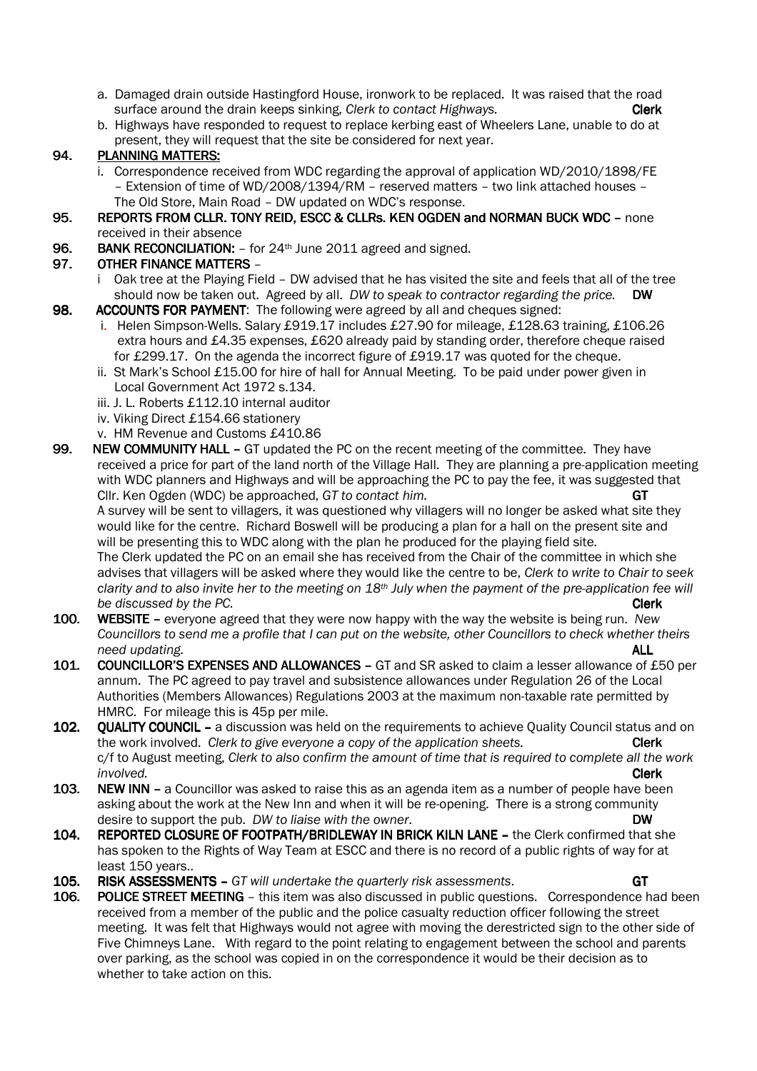a. Damaged drain outside Hastingford House, ironwork to be replaced. It was raised that the road surface around the drain keeps sinking, *Clerk to contact Highways.* **Clerk**

b. Highways have responded to request to replace kerbing east of Wheelers Lane, unable to do at present, they will request that the site be considered for next year.

**94. PLANNING MATTERS:**

i. Correspondence received from WDC regarding the approval of application WD/2010/1898/FE – Extension of time of WD/2008/1394/RM – reserved matters – two link attached houses – The Old Store, Main Road – DW updated on WDC's response.

**95. REPORTS FROM CLLR. TONY REID, ESCC & CLLRs. KEN OGDEN and NORMAN BUCK WDC –** none received in their absence

**96. BANK RECONCILIATION:** – for 24th June 2011 agreed and signed.

**97. OTHER FINANCE MATTERS** –

i Oak tree at the Playing Field – DW advised that he has visited the site and feels that all of the tree should now be taken out. Agreed by all. *DW to speak to contractor regarding the price.* **DW**

**98. ACCOUNTS FOR PAYMENT**: The following were agreed by all and cheques signed:

i. Helen Simpson-Wells. Salary £919.17 includes £27.90 for mileage, £128.63 training, £106.26 extra hours and £4.35 expenses, £620 already paid by standing order, therefore cheque raised for £299.17. On the agenda the incorrect figure of £919.17 was quoted for the cheque.

ii. St Mark's School £15.00 for hire of hall for Annual Meeting. To be paid under power given in Local Government Act 1972 s.134.

iii. J. L. Roberts £112.10 internal auditor

iv. Viking Direct £154.66 stationery

v. HM Revenue and Customs £410.86

**99. NEW COMMUNITY HALL –** GT updated the PC on the recent meeting of the committee. They have received a price for part of the land north of the Village Hall. They are planning a pre-application meeting with WDC planners and Highways and will be approaching the PC to pay the fee, it was suggested that Cllr. Ken Ogden (WDC) be approached, *GT to contact him.* **GT**

A survey will be sent to villagers, it was questioned why villagers will no longer be asked what site they would like for the centre. Richard Boswell will be producing a plan for a hall on the present site and will be presenting this to WDC along with the plan he produced for the playing field site.

The Clerk updated the PC on an email she has received from the Chair of the committee in which she advises that villagers will be asked where they would like the centre to be, *Clerk to write to Chair to seek clarity and to also invite her to the meeting on 18th July when the payment of the pre-application fee will be discussed by the PC.* **Clerk**

**100. WEBSITE –** everyone agreed that they were now happy with the way the website is being run. *New Councillors to send me a profile that I can put on the website, other Councillors to check whether theirs need updating.* **ALL**

**101. COUNCILLOR'S EXPENSES AND ALLOWANCES –** GT and SR asked to claim a lesser allowance of £50 per annum. The PC agreed to pay travel and subsistence allowances under Regulation 26 of the Local Authorities (Members Allowances) Regulations 2003 at the maximum non-taxable rate permitted by HMRC. For mileage this is 45p per mile.

**102. QUALITY COUNCIL –** a discussion was held on the requirements to achieve Quality Council status and on the work involved. *Clerk to give everyone a copy of the application sheets.* **Clerk**

c/f to August meeting, *Clerk to also confirm the amount of time that is required to complete all the work involved.* **Clerk**

**103. NEW INN –** a Councillor was asked to raise this as an agenda item as a number of people have been asking about the work at the New Inn and when it will be re-opening. There is a strong community desire to support the pub. *DW to liaise with the owner*. **DW**

**104. REPORTED CLOSURE OF FOOTPATH/BRIDLEWAY IN BRICK KILN LANE –** the Clerk confirmed that she has spoken to the Rights of Way Team at ESCC and there is no record of a public rights of way for at least 150 years..

**105. RISK ASSESSMENTS –** *GT will undertake the quarterly risk assessments*. **GT**

**106. POLICE STREET MEETING** – this item was also discussed in public questions. Correspondence had been received from a member of the public and the police casualty reduction officer following the street meeting. It was felt that Highways would not agree with moving the derestricted sign to the other side of Five Chimneys Lane. With regard to the point relating to engagement between the school and parents over parking, as the school was copied in on the correspondence it would be their decision as to whether to take action on this.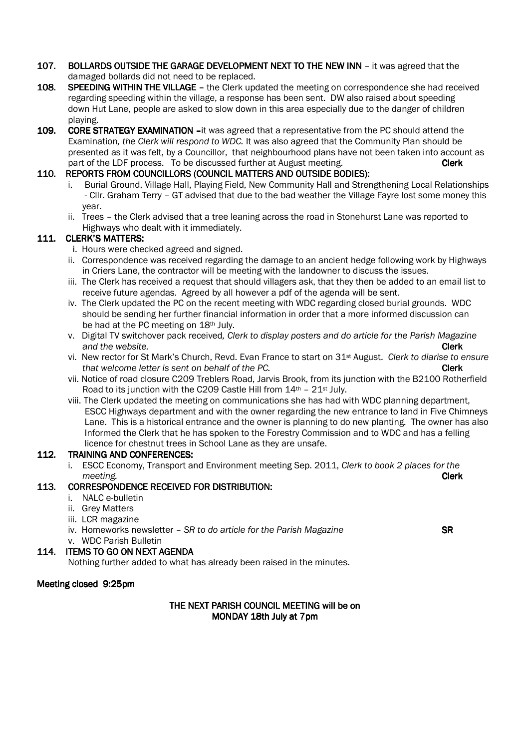**107. BOLLARDS OUTSIDE THE GARAGE DEVELOPMENT NEXT TO THE NEW INN** – it was agreed that the damaged bollards did not need to be replaced.

**108. SPEEDING WITHIN THE VILLAGE** – the Clerk updated the meeting on correspondence she had received regarding speeding within the village, a response has been sent. DW also raised about speeding down Hut Lane, people are asked to slow down in this area especially due to the danger of children playing.

**109. CORE STRATEGY EXAMINATION** –it was agreed that a representative from the PC should attend the Examination*, the Clerk will respond to WDC.* It was also agreed that the Community Plan should be presented as it was felt, by a Councillor, that neighbourhood plans have not been taken into account as part of the LDF process. To be discussed further at August meeting. **Clerk**

**110. REPORTS FROM COUNCILLORS (COUNCIL MATTERS AND OUTSIDE BODIES):**

i. Burial Ground, Village Hall, Playing Field, New Community Hall and Strengthening Local Relationships - Cllr. Graham Terry – GT advised that due to the bad weather the Village Fayre lost some money this year.

ii. Trees – the Clerk advised that a tree leaning across the road in Stonehurst Lane was reported to Highways who dealt with it immediately.

**111. CLERK'S MATTERS:**

i. Hours were checked agreed and signed.

ii. Correspondence was received regarding the damage to an ancient hedge following work by Highways in Criers Lane, the contractor will be meeting with the landowner to discuss the issues.

iii. The Clerk has received a request that should villagers ask, that they then be added to an email list to receive future agendas. Agreed by all however a pdf of the agenda will be sent.

iv. The Clerk updated the PC on the recent meeting with WDC regarding closed burial grounds. WDC should be sending her further financial information in order that a more informed discussion can be had at the PC meeting on 18th July.

v. Digital TV switchover pack received*, Clerk to display posters and do article for the Parish Magazine and the website.* **Clerk**

vi. New rector for St Mark's Church, Revd. Evan France to start on 31st August. *Clerk to diarise to ensure that welcome letter is sent on behalf of the PC.* **Clerk**

vii. Notice of road closure C209 Treblers Road, Jarvis Brook, from its junction with the B2100 Rotherfield Road to its junction with the C209 Castle Hill from 14th – 21st July.

viii. The Clerk updated the meeting on communications she has had with WDC planning department, ESCC Highways department and with the owner regarding the new entrance to land in Five Chimneys Lane. This is a historical entrance and the owner is planning to do new planting. The owner has also Informed the Clerk that he has spoken to the Forestry Commission and to WDC and has a felling licence for chestnut trees in School Lane as they are unsafe.

**112. TRAINING AND CONFERENCES:**

i. ESCC Economy, Transport and Environment meeting Sep. 2011, *Clerk to book 2 places for the meeting.* **Clerk**

**113. CORRESPONDENCE RECEIVED FOR DISTRIBUTION:**

i. NALC e-bulletin
ii. Grey Matters
iii. LCR magazine
iv. Homeworks newsletter – *SR to do article for the Parish Magazine* **SR**
v. WDC Parish Bulletin

**114. ITEMS TO GO ON NEXT AGENDA**

Nothing further added to what has already been raised in the minutes.

**Meeting closed 9:25pm**

**THE NEXT PARISH COUNCIL MEETING will be on MONDAY 18th July at 7pm**